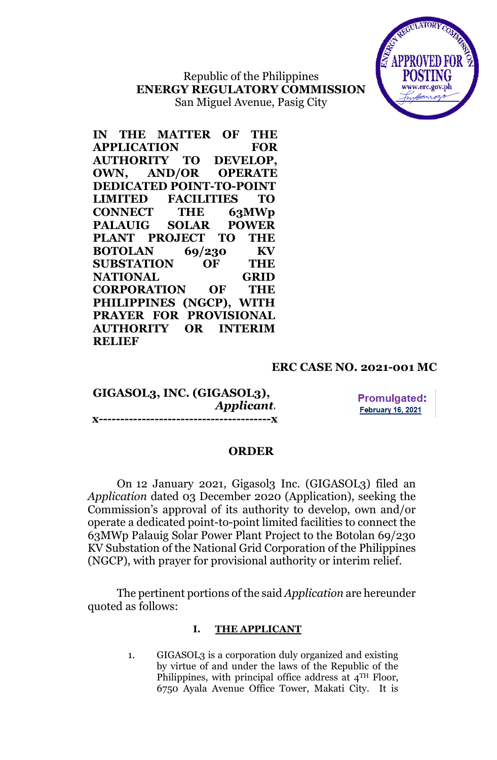Republic of the Philippines
**ENERGY REGULATORY COMMISSION**
San Miguel Avenue, Pasig City

**IN THE MATTER OF THE APPLICATION FOR AUTHORITY TO DEVELOP, OWN, AND/OR OPERATE DEDICATED POINT-TO-POINT LIMITED FACILITIES TO CONNECT THE 63MWp PALAUIG SOLAR POWER PLANT PROJECT TO THE BOTOLAN 69/230 KV SUBSTATION OF THE NATIONAL GRID CORPORATION OF THE PHILIPPINES (NGCP), WITH PRAYER FOR PROVISIONAL AUTHORITY OR INTERIM RELIEF**

**ERC CASE NO. 2021-001 MC**

**GIGASOL3, INC. (GIGASOL3),**
*Applicant.*
**x---------------------------------------x**

Promulgated:
February 16, 2021

## ORDER

On 12 January 2021, Gigasol3 Inc. (GIGASOL3) filed an *Application* dated 03 December 2020 (Application), seeking the Commission's approval of its authority to develop, own and/or operate a dedicated point-to-point limited facilities to connect the 63MWp Palauig Solar Power Plant Project to the Botolan 69/230 KV Substation of the National Grid Corporation of the Philippines (NGCP), with prayer for provisional authority or interim relief.

The pertinent portions of the said *Application* are hereunder quoted as follows:

### I. THE APPLICANT

1. GIGASOL3 is a corporation duly organized and existing by virtue of and under the laws of the Republic of the Philippines, with principal office address at 4TH Floor, 6750 Ayala Avenue Office Tower, Makati City. It is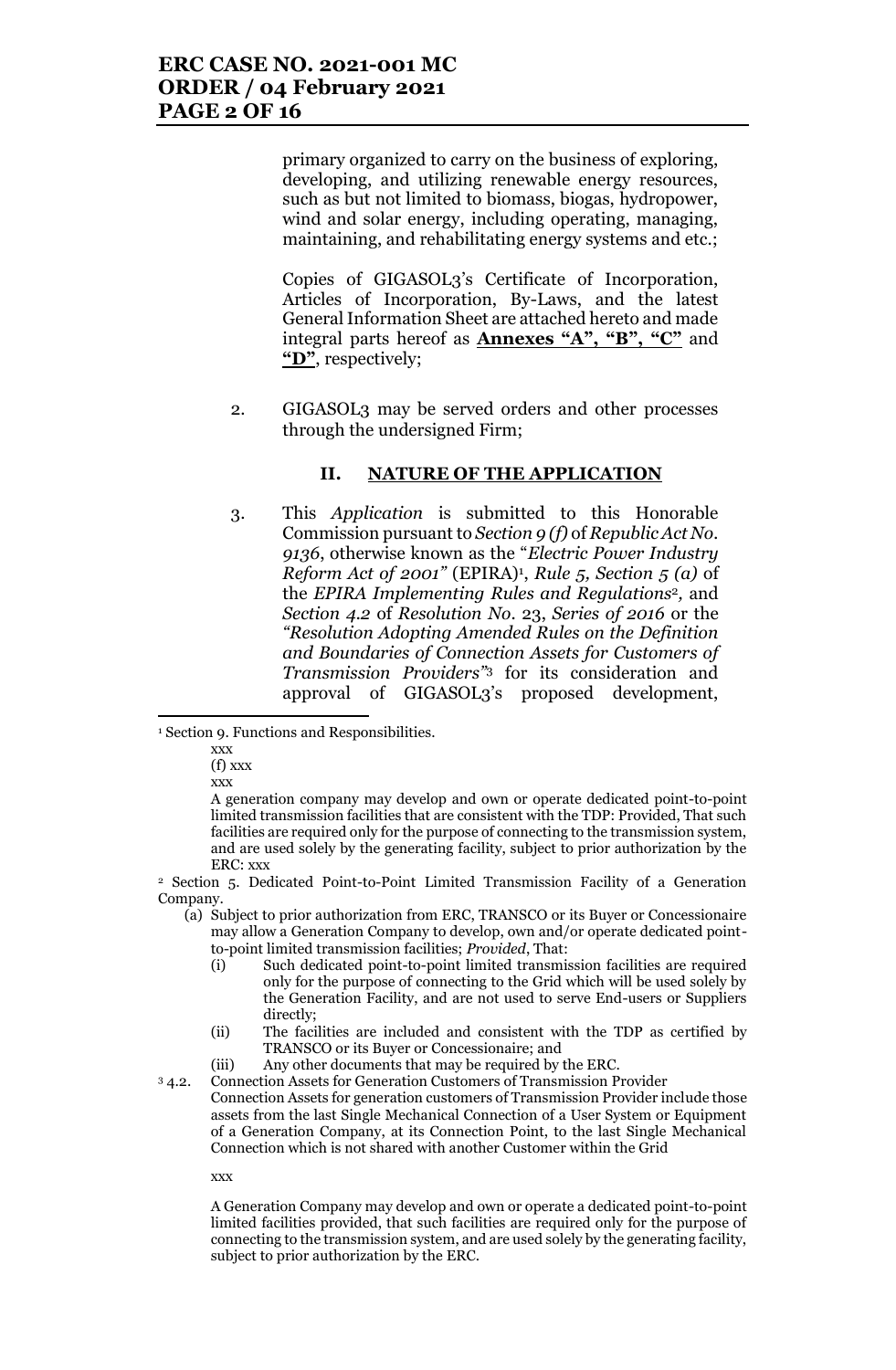primary organized to carry on the business of exploring, developing, and utilizing renewable energy resources, such as but not limited to biomass, biogas, hydropower, wind and solar energy, including operating, managing, maintaining, and rehabilitating energy systems and etc.;

Copies of GIGASOL3's Certificate of Incorporation, Articles of Incorporation, By-Laws, and the latest General Information Sheet are attached hereto and made integral parts hereof as **Annexes "A", "B", "C"** and **"D"**, respectively;

2. GIGASOL3 may be served orders and other processes through the undersigned Firm;

## II. NATURE OF THE APPLICATION

3. This *Application* is submitted to this Honorable Commission pursuant to *Section 9 (f)* of *Republic Act No. 9136*, otherwise known as the "*Electric Power Industry Reform Act of 2001"* (EPIRA)[1], *Rule 5, Section 5 (a)* of the *EPIRA Implementing Rules and Regulations*[2], and *Section 4.2* of *Resolution No. 23, Series of 2016* or the *"Resolution Adopting Amended Rules on the Definition and Boundaries of Connection Assets for Customers of Transmission Providers"*[3] for its consideration and approval of GIGASOL3's proposed development,

---

[1] Section 9. Functions and Responsibilities.

xxx

(f) xxx

xxx

A generation company may develop and own or operate dedicated point-to-point limited transmission facilities that are consistent with the TDP: Provided, That such facilities are required only for the purpose of connecting to the transmission system, and are used solely by the generating facility, subject to prior authorization by the ERC: xxx

[2] Section 5. Dedicated Point-to-Point Limited Transmission Facility of a Generation Company.

(a) Subject to prior authorization from ERC, TRANSCO or its Buyer or Concessionaire may allow a Generation Company to develop, own and/or operate dedicated point-to-point limited transmission facilities; *Provided*, That:
   - (i) Such dedicated point-to-point limited transmission facilities are required only for the purpose of connecting to the Grid which will be used solely by the Generation Facility, and are not used to serve End-users or Suppliers directly;
   - (ii) The facilities are included and consistent with the TDP as certified by TRANSCO or its Buyer or Concessionaire; and
   - (iii) Any other documents that may be required by the ERC.

[3] 4.2. Connection Assets for Generation Customers of Transmission Provider

Connection Assets for generation customers of Transmission Provider include those assets from the last Single Mechanical Connection of a User System or Equipment of a Generation Company, at its Connection Point, to the last Single Mechanical Connection which is not shared with another Customer within the Grid

xxx

A Generation Company may develop and own or operate a dedicated point-to-point limited facilities provided, that such facilities are required only for the purpose of connecting to the transmission system, and are used solely by the generating facility, subject to prior authorization by the ERC.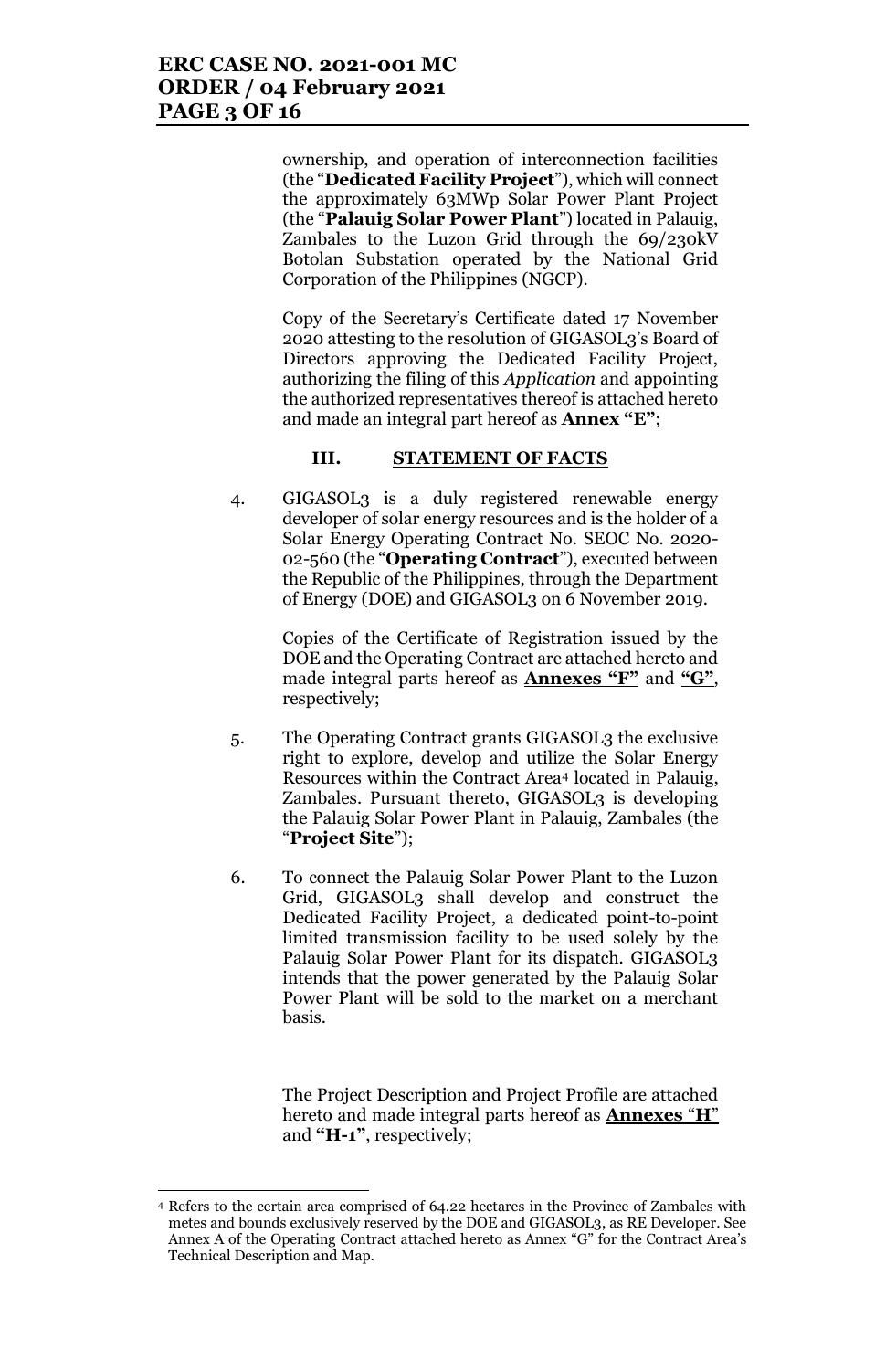ownership, and operation of interconnection facilities (the "**Dedicated Facility Project**"), which will connect the approximately 63MWp Solar Power Plant Project (the "**Palauig Solar Power Plant**") located in Palauig, Zambales to the Luzon Grid through the 69/230kV Botolan Substation operated by the National Grid Corporation of the Philippines (NGCP).

Copy of the Secretary's Certificate dated 17 November 2020 attesting to the resolution of GIGASOL3's Board of Directors approving the Dedicated Facility Project, authorizing the filing of this *Application* and appointing the authorized representatives thereof is attached hereto and made an integral part hereof as **Annex "E"**;

## III. STATEMENT OF FACTS

4. GIGASOL3 is a duly registered renewable energy developer of solar energy resources and is the holder of a Solar Energy Operating Contract No. SEOC No. 2020-02-560 (the "**Operating Contract**"), executed between the Republic of the Philippines, through the Department of Energy (DOE) and GIGASOL3 on 6 November 2019.

   Copies of the Certificate of Registration issued by the DOE and the Operating Contract are attached hereto and made integral parts hereof as **Annexes "F"** and **"G"**, respectively;

5. The Operating Contract grants GIGASOL3 the exclusive right to explore, develop and utilize the Solar Energy Resources within the Contract Area[4] located in Palauig, Zambales. Pursuant thereto, GIGASOL3 is developing the Palauig Solar Power Plant in Palauig, Zambales (the "**Project Site**");

6. To connect the Palauig Solar Power Plant to the Luzon Grid, GIGASOL3 shall develop and construct the Dedicated Facility Project, a dedicated point-to-point limited transmission facility to be used solely by the Palauig Solar Power Plant for its dispatch. GIGASOL3 intends that the power generated by the Palauig Solar Power Plant will be sold to the market on a merchant basis.

   The Project Description and Project Profile are attached hereto and made integral parts hereof as **Annexes "H"** and **"H-1"**, respectively;

---

[4] Refers to the certain area comprised of 64.22 hectares in the Province of Zambales with metes and bounds exclusively reserved by the DOE and GIGASOL3, as RE Developer. See Annex A of the Operating Contract attached hereto as Annex "G" for the Contract Area's Technical Description and Map.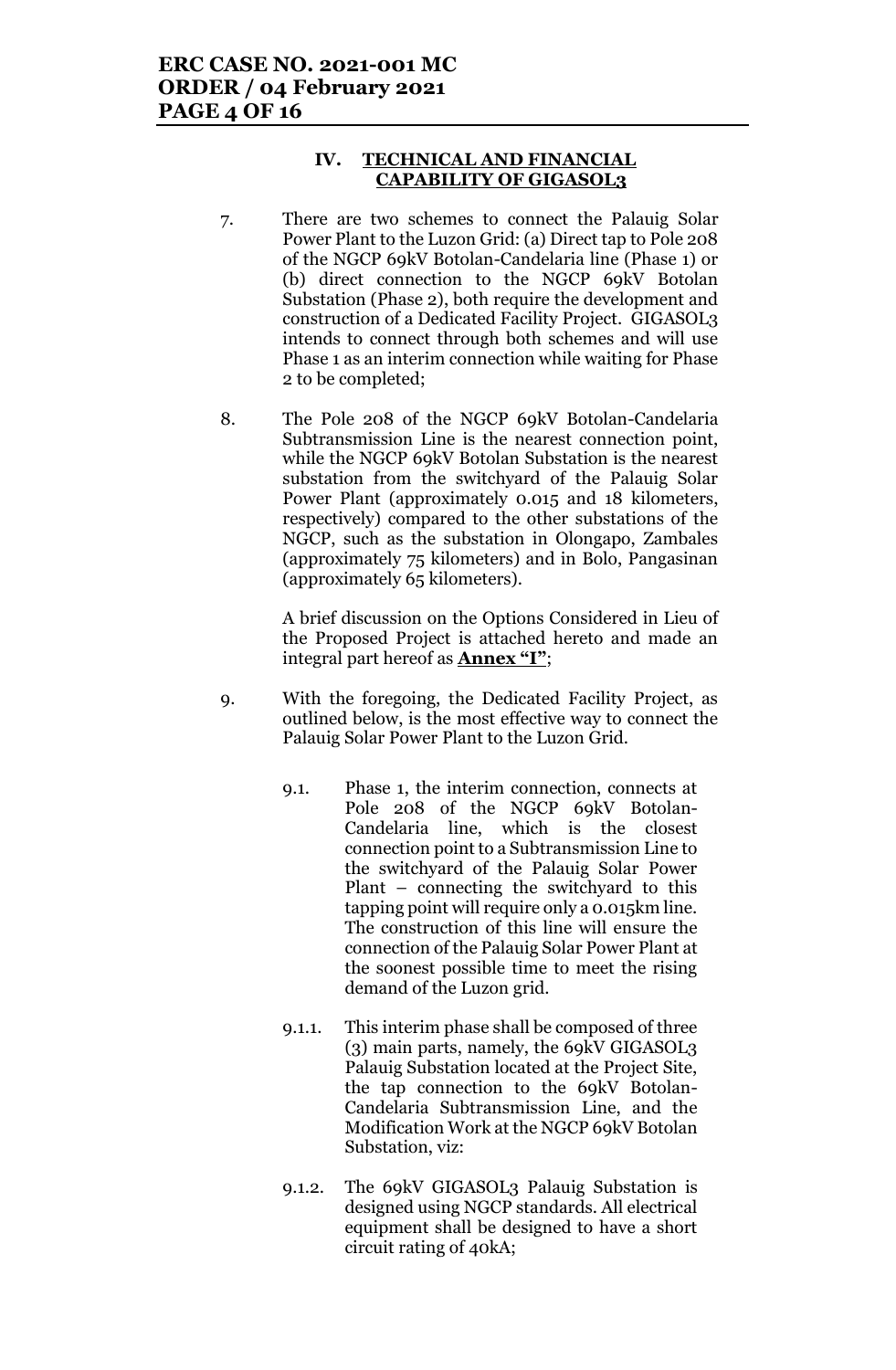## IV. TECHNICAL AND FINANCIAL CAPABILITY OF GIGASOL3

7. There are two schemes to connect the Palauig Solar Power Plant to the Luzon Grid: (a) Direct tap to Pole 208 of the NGCP 69kV Botolan-Candelaria line (Phase 1) or (b) direct connection to the NGCP 69kV Botolan Substation (Phase 2), both require the development and construction of a Dedicated Facility Project. GIGASOL3 intends to connect through both schemes and will use Phase 1 as an interim connection while waiting for Phase 2 to be completed;

8. The Pole 208 of the NGCP 69kV Botolan-Candelaria Subtransmission Line is the nearest connection point, while the NGCP 69kV Botolan Substation is the nearest substation from the switchyard of the Palauig Solar Power Plant (approximately 0.015 and 18 kilometers, respectively) compared to the other substations of the NGCP, such as the substation in Olongapo, Zambales (approximately 75 kilometers) and in Bolo, Pangasinan (approximately 65 kilometers).

   A brief discussion on the Options Considered in Lieu of the Proposed Project is attached hereto and made an integral part hereof as **Annex "I"**;

9. With the foregoing, the Dedicated Facility Project, as outlined below, is the most effective way to connect the Palauig Solar Power Plant to the Luzon Grid.

   9.1. Phase 1, the interim connection, connects at Pole 208 of the NGCP 69kV Botolan-Candelaria line, which is the closest connection point to a Subtransmission Line to the switchyard of the Palauig Solar Power Plant – connecting the switchyard to this tapping point will require only a 0.015km line. The construction of this line will ensure the connection of the Palauig Solar Power Plant at the soonest possible time to meet the rising demand of the Luzon grid.

   9.1.1. This interim phase shall be composed of three (3) main parts, namely, the 69kV GIGASOL3 Palauig Substation located at the Project Site, the tap connection to the 69kV Botolan-Candelaria Subtransmission Line, and the Modification Work at the NGCP 69kV Botolan Substation, viz:

   9.1.2. The 69kV GIGASOL3 Palauig Substation is designed using NGCP standards. All electrical equipment shall be designed to have a short circuit rating of 40kA;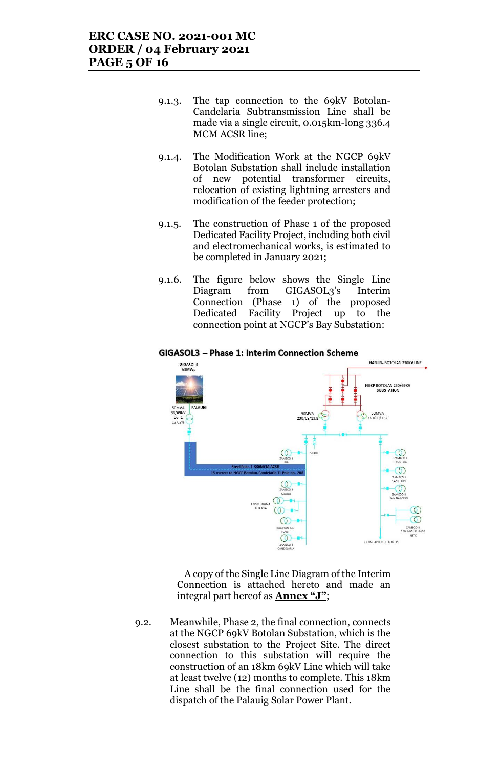9.1.3. The tap connection to the 69kV Botolan-Candelaria Subtransmission Line shall be made via a single circuit, 0.015km-long 336.4 MCM ACSR line;

9.1.4. The Modification Work at the NGCP 69kV Botolan Substation shall include installation of new potential transformer circuits, relocation of existing lightning arresters and modification of the feeder protection;

9.1.5. The construction of Phase 1 of the proposed Dedicated Facility Project, including both civil and electromechanical works, is estimated to be completed in January 2021;

9.1.6. The figure below shows the Single Line Diagram from GIGASOL3's Interim Connection (Phase 1) of the proposed Dedicated Facility Project up to the connection point at NGCP's Bay Substation:

**GIGASOL3 – Phase 1: Interim Connection Scheme**

A copy of the Single Line Diagram of the Interim Connection is attached hereto and made an integral part hereof as **Annex "J"**;

9.2. Meanwhile, Phase 2, the final connection, connects at the NGCP 69kV Botolan Substation, which is the closest substation to the Project Site. The direct connection to this substation will require the construction of an 18km 69kV Line which will take at least twelve (12) months to complete. This 18km Line shall be the final connection used for the dispatch of the Palauig Solar Power Plant.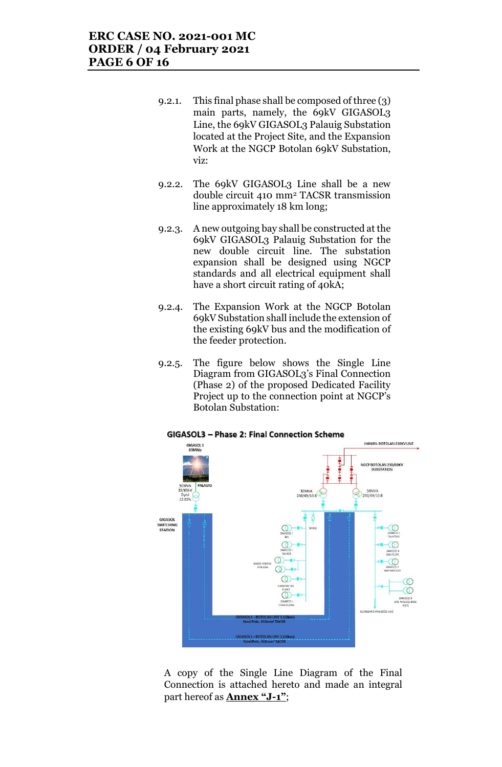9.2.1. This final phase shall be composed of three (3) main parts, namely, the 69kV GIGASOL3 Line, the 69kV GIGASOL3 Palauig Substation located at the Project Site, and the Expansion Work at the NGCP Botolan 69kV Substation, viz:

9.2.2. The 69kV GIGASOL3 Line shall be a new double circuit 410 mm² TACSR transmission line approximately 18 km long;

9.2.3. A new outgoing bay shall be constructed at the 69kV GIGASOL3 Palauig Substation for the new double circuit line. The substation expansion shall be designed using NGCP standards and all electrical equipment shall have a short circuit rating of 40kA;

9.2.4. The Expansion Work at the NGCP Botolan 69kV Substation shall include the extension of the existing 69kV bus and the modification of the feeder protection.

9.2.5. The figure below shows the Single Line Diagram from GIGASOL3's Final Connection (Phase 2) of the proposed Dedicated Facility Project up to the connection point at NGCP's Botolan Substation:

**GIGASOL3 – Phase 2: Final Connection Scheme**

A copy of the Single Line Diagram of the Final Connection is attached hereto and made an integral part hereof as **Annex "J-1"**;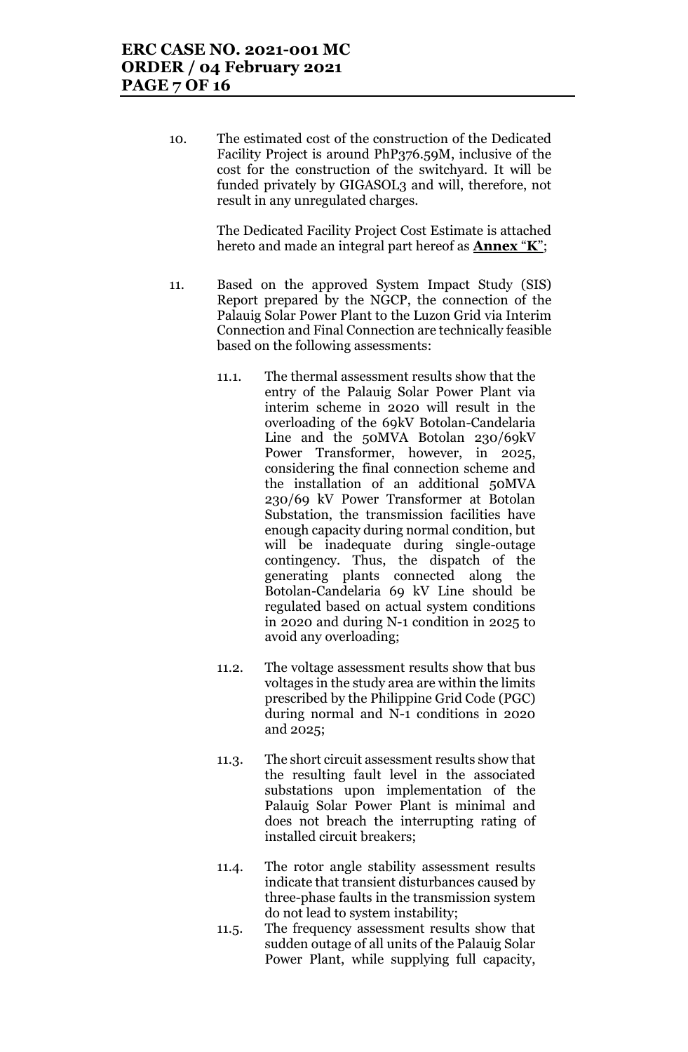10. The estimated cost of the construction of the Dedicated Facility Project is around PhP376.59M, inclusive of the cost for the construction of the switchyard. It will be funded privately by GIGASOL3 and will, therefore, not result in any unregulated charges.

    The Dedicated Facility Project Cost Estimate is attached hereto and made an integral part hereof as **Annex "K"**;

11. Based on the approved System Impact Study (SIS) Report prepared by the NGCP, the connection of the Palauig Solar Power Plant to the Luzon Grid via Interim Connection and Final Connection are technically feasible based on the following assessments:

    11.1. The thermal assessment results show that the entry of the Palauig Solar Power Plant via interim scheme in 2020 will result in the overloading of the 69kV Botolan-Candelaria Line and the 50MVA Botolan 230/69kV Power Transformer, however, in 2025, considering the final connection scheme and the installation of an additional 50MVA 230/69 kV Power Transformer at Botolan Substation, the transmission facilities have enough capacity during normal condition, but will be inadequate during single-outage contingency. Thus, the dispatch of the generating plants connected along the Botolan-Candelaria 69 kV Line should be regulated based on actual system conditions in 2020 and during N-1 condition in 2025 to avoid any overloading;

    11.2. The voltage assessment results show that bus voltages in the study area are within the limits prescribed by the Philippine Grid Code (PGC) during normal and N-1 conditions in 2020 and 2025;

    11.3. The short circuit assessment results show that the resulting fault level in the associated substations upon implementation of the Palauig Solar Power Plant is minimal and does not breach the interrupting rating of installed circuit breakers;

    11.4. The rotor angle stability assessment results indicate that transient disturbances caused by three-phase faults in the transmission system do not lead to system instability;

    11.5. The frequency assessment results show that sudden outage of all units of the Palauig Solar Power Plant, while supplying full capacity,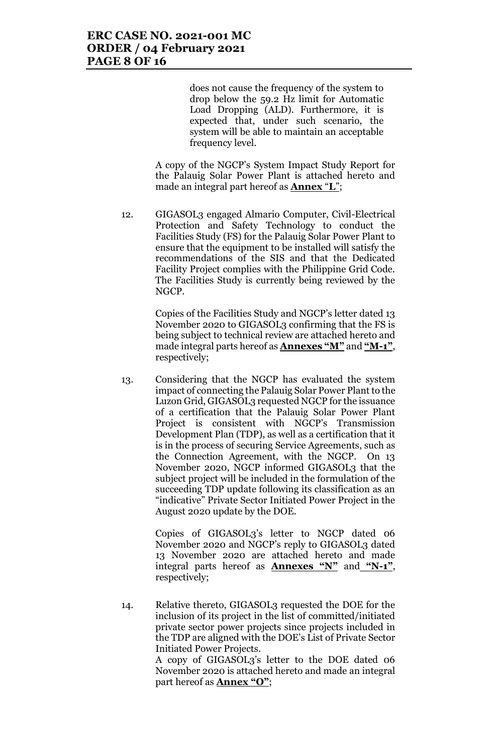does not cause the frequency of the system to drop below the 59.2 Hz limit for Automatic Load Dropping (ALD). Furthermore, it is expected that, under such scenario, the system will be able to maintain an acceptable frequency level.

A copy of the NGCP's System Impact Study Report for the Palauig Solar Power Plant is attached hereto and made an integral part hereof as **Annex "L"**;

12. GIGASOL3 engaged Almario Computer, Civil-Electrical Protection and Safety Technology to conduct the Facilities Study (FS) for the Palauig Solar Power Plant to ensure that the equipment to be installed will satisfy the recommendations of the SIS and that the Dedicated Facility Project complies with the Philippine Grid Code. The Facilities Study is currently being reviewed by the NGCP.

    Copies of the Facilities Study and NGCP's letter dated 13 November 2020 to GIGASOL3 confirming that the FS is being subject to technical review are attached hereto and made integral parts hereof as **Annexes "M"** and **"M-1"**, respectively;

13. Considering that the NGCP has evaluated the system impact of connecting the Palauig Solar Power Plant to the Luzon Grid, GIGASOL3 requested NGCP for the issuance of a certification that the Palauig Solar Power Plant Project is consistent with NGCP's Transmission Development Plan (TDP), as well as a certification that it is in the process of securing Service Agreements, such as the Connection Agreement, with the NGCP. On 13 November 2020, NGCP informed GIGASOL3 that the subject project will be included in the formulation of the succeeding TDP update following its classification as an "indicative" Private Sector Initiated Power Project in the August 2020 update by the DOE.

    Copies of GIGASOL3's letter to NGCP dated 06 November 2020 and NGCP's reply to GIGASOL3 dated 13 November 2020 are attached hereto and made integral parts hereof as **Annexes "N"** and **"N-1"**, respectively;

14. Relative thereto, GIGASOL3 requested the DOE for the inclusion of its project in the list of committed/initiated private sector power projects since projects included in the TDP are aligned with the DOE's List of Private Sector Initiated Power Projects.
    A copy of GIGASOL3's letter to the DOE dated 06 November 2020 is attached hereto and made an integral part hereof as **Annex "O"**;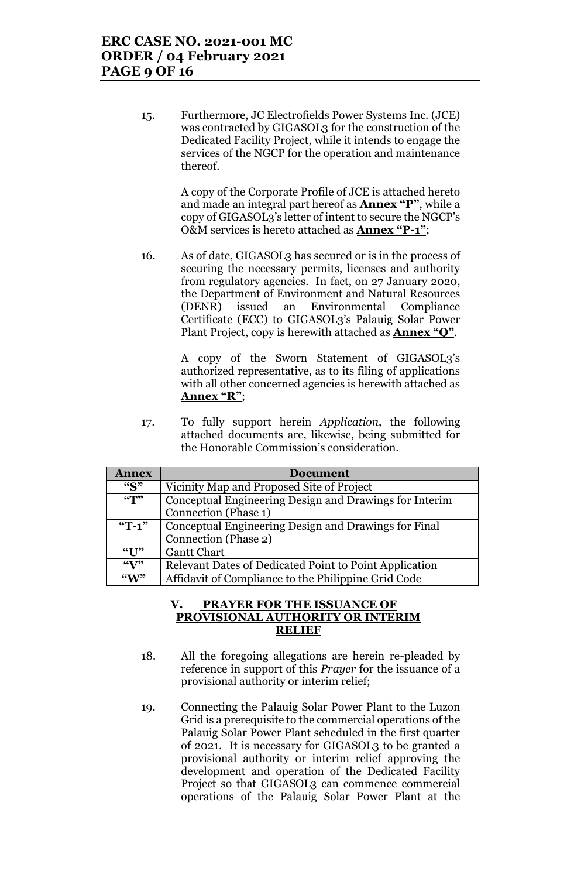15. Furthermore, JC Electrofields Power Systems Inc. (JCE) was contracted by GIGASOL3 for the construction of the Dedicated Facility Project, while it intends to engage the services of the NGCP for the operation and maintenance thereof.

    A copy of the Corporate Profile of JCE is attached hereto and made an integral part hereof as **Annex "P"**, while a copy of GIGASOL3's letter of intent to secure the NGCP's O&M services is hereto attached as **Annex "P-1"**;

16. As of date, GIGASOL3 has secured or is in the process of securing the necessary permits, licenses and authority from regulatory agencies. In fact, on 27 January 2020, the Department of Environment and Natural Resources (DENR) issued an Environmental Compliance Certificate (ECC) to GIGASOL3's Palauig Solar Power Plant Project, copy is herewith attached as **Annex "Q"**.

    A copy of the Sworn Statement of GIGASOL3's authorized representative, as to its filing of applications with all other concerned agencies is herewith attached as **Annex "R"**;

17. To fully support herein *Application*, the following attached documents are, likewise, being submitted for the Honorable Commission's consideration.

| Annex | Document |
|---|---|
| "S" | Vicinity Map and Proposed Site of Project |
| "T" | Conceptual Engineering Design and Drawings for Interim Connection (Phase 1) |
| "T-1" | Conceptual Engineering Design and Drawings for Final Connection (Phase 2) |
| "U" | Gantt Chart |
| "V" | Relevant Dates of Dedicated Point to Point Application |
| "W" | Affidavit of Compliance to the Philippine Grid Code |

## V. PRAYER FOR THE ISSUANCE OF PROVISIONAL AUTHORITY OR INTERIM RELIEF

18. All the foregoing allegations are herein re-pleaded by reference in support of this *Prayer* for the issuance of a provisional authority or interim relief;

19. Connecting the Palauig Solar Power Plant to the Luzon Grid is a prerequisite to the commercial operations of the Palauig Solar Power Plant scheduled in the first quarter of 2021. It is necessary for GIGASOL3 to be granted a provisional authority or interim relief approving the development and operation of the Dedicated Facility Project so that GIGASOL3 can commence commercial operations of the Palauig Solar Power Plant at the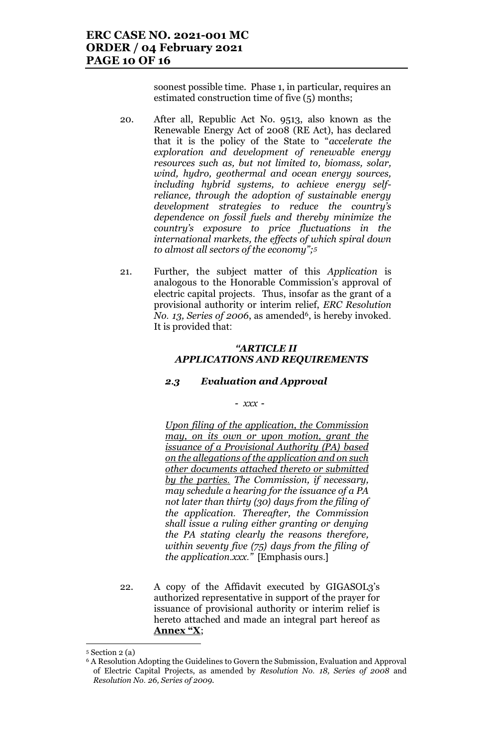soonest possible time. Phase 1, in particular, requires an estimated construction time of five (5) months;

20. After all, Republic Act No. 9513, also known as the Renewable Energy Act of 2008 (RE Act), has declared that it is the policy of the State to "*accelerate the exploration and development of renewable energy resources such as, but not limited to, biomass, solar, wind, hydro, geothermal and ocean energy sources, including hybrid systems, to achieve energy self-reliance, through the adoption of sustainable energy development strategies to reduce the country's dependence on fossil fuels and thereby minimize the country's exposure to price fluctuations in the international markets, the effects of which spiral down to almost all sectors of the economy";[5]*

21. Further, the subject matter of this *Application* is analogous to the Honorable Commission's approval of electric capital projects. Thus, insofar as the grant of a provisional authority or interim relief, *ERC Resolution No. 13, Series of 2006*, as amended[6], is hereby invoked. It is provided that:

***"ARTICLE II***
***APPLICATIONS AND REQUIREMENTS***

***2.3 Evaluation and Approval***

*- xxx -*

*<u>Upon filing of the application, the Commission may, on its own or upon motion, grant the issuance of a Provisional Authority (PA) based on the allegations of the application and on such other documents attached thereto or submitted by the parties.</u> The Commission, if necessary, may schedule a hearing for the issuance of a PA not later than thirty (30) days from the filing of the application. Thereafter, the Commission shall issue a ruling either granting or denying the PA stating clearly the reasons therefore, within seventy five (75) days from the filing of the application.xxx."* [Emphasis ours.]

22. A copy of the Affidavit executed by GIGASOL3's authorized representative in support of the prayer for issuance of provisional authority or interim relief is hereto attached and made an integral part hereof as **<u>Annex "X</u>**;

---

[5] Section 2 (a)

[6] A Resolution Adopting the Guidelines to Govern the Submission, Evaluation and Approval of Electric Capital Projects, as amended by *Resolution No. 18, Series of 2008* and *Resolution No. 26, Series of 2009.*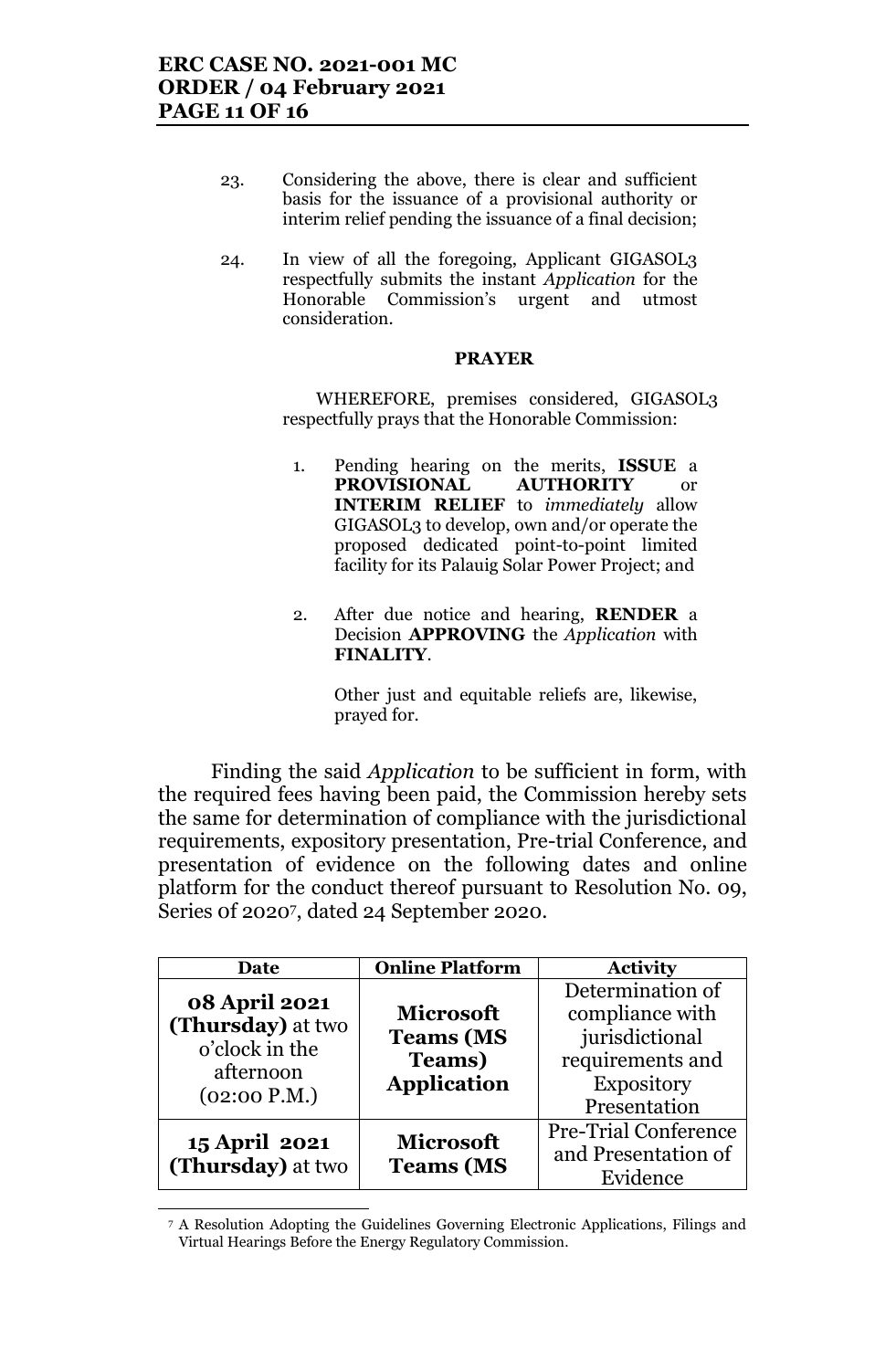23. Considering the above, there is clear and sufficient basis for the issuance of a provisional authority or interim relief pending the issuance of a final decision;

24. In view of all the foregoing, Applicant GIGASOL3 respectfully submits the instant *Application* for the Honorable Commission's urgent and utmost consideration.

**PRAYER**

WHEREFORE, premises considered, GIGASOL3 respectfully prays that the Honorable Commission:

1. Pending hearing on the merits, **ISSUE** a **PROVISIONAL AUTHORITY** or **INTERIM RELIEF** to *immediately* allow GIGASOL3 to develop, own and/or operate the proposed dedicated point-to-point limited facility for its Palauig Solar Power Project; and

2. After due notice and hearing, **RENDER** a Decision **APPROVING** the *Application* with **FINALITY**.

Other just and equitable reliefs are, likewise, prayed for.

Finding the said *Application* to be sufficient in form, with the required fees having been paid, the Commission hereby sets the same for determination of compliance with the jurisdictional requirements, expository presentation, Pre-trial Conference, and presentation of evidence on the following dates and online platform for the conduct thereof pursuant to Resolution No. 09, Series 0f 2020[7], dated 24 September 2020.

| Date | Online Platform | Activity |
|---|---|---|
| **08 April 2021 (Thursday)** at two o'clock in the afternoon (02:00 P.M.) | **Microsoft Teams (MS Teams) Application** | Determination of compliance with jurisdictional requirements and Expository Presentation |
| **15 April 2021 (Thursday)** at two | **Microsoft Teams (MS** | Pre-Trial Conference and Presentation of Evidence |

[7] A Resolution Adopting the Guidelines Governing Electronic Applications, Filings and Virtual Hearings Before the Energy Regulatory Commission.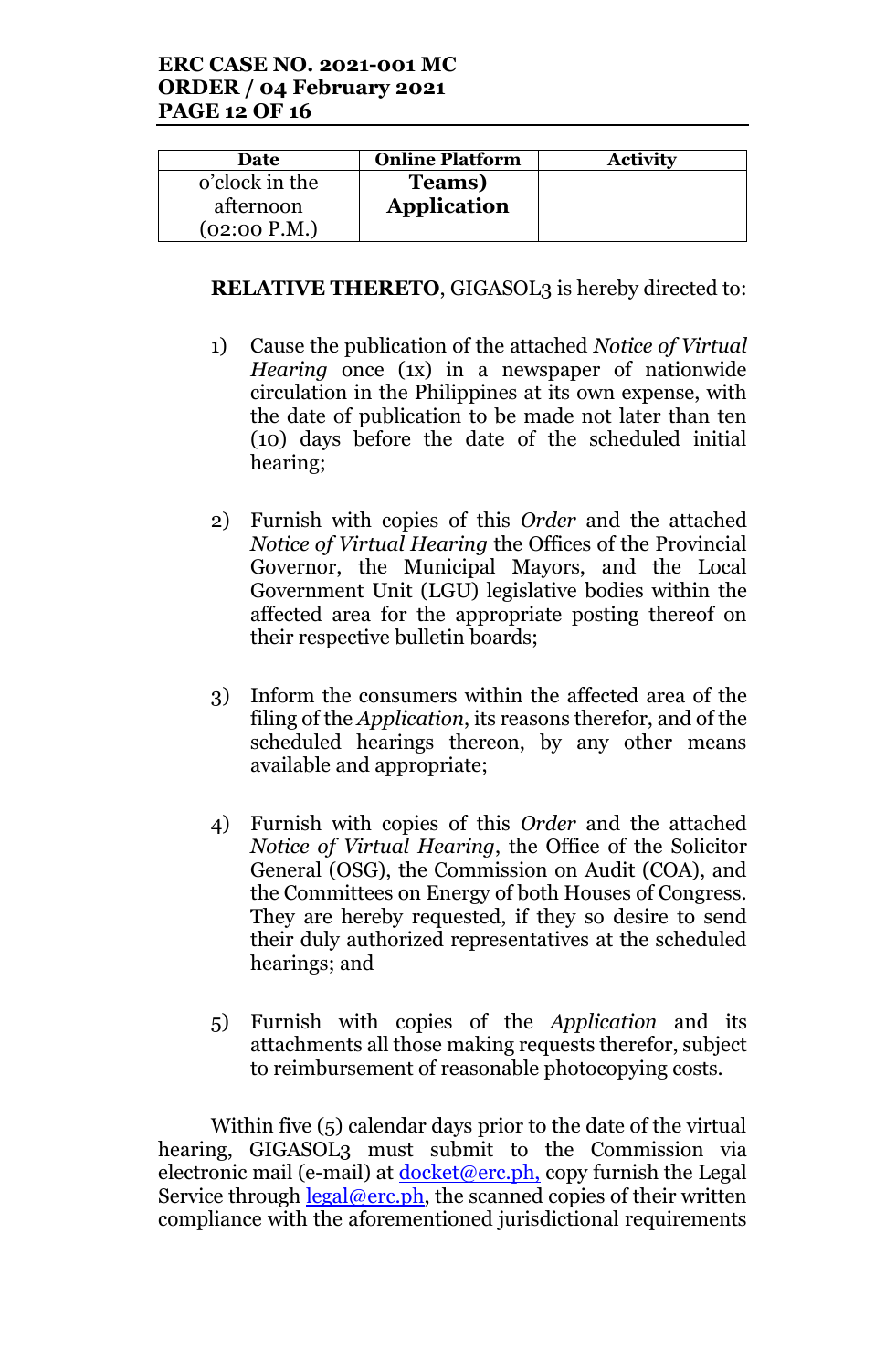| Date | Online Platform | Activity |
|---|---|---|
| o'clock in the afternoon (02:00 P.M.) | **Teams) Application** | |

**RELATIVE THERETO**, GIGASOL3 is hereby directed to:

1) Cause the publication of the attached *Notice of Virtual Hearing* once (1x) in a newspaper of nationwide circulation in the Philippines at its own expense, with the date of publication to be made not later than ten (10) days before the date of the scheduled initial hearing;

2) Furnish with copies of this *Order* and the attached *Notice of Virtual Hearing* the Offices of the Provincial Governor, the Municipal Mayors, and the Local Government Unit (LGU) legislative bodies within the affected area for the appropriate posting thereof on their respective bulletin boards;

3) Inform the consumers within the affected area of the filing of the *Application*, its reasons therefor, and of the scheduled hearings thereon, by any other means available and appropriate;

4) Furnish with copies of this *Order* and the attached *Notice of Virtual Hearing*, the Office of the Solicitor General (OSG), the Commission on Audit (COA), and the Committees on Energy of both Houses of Congress. They are hereby requested, if they so desire to send their duly authorized representatives at the scheduled hearings; and

5) Furnish with copies of the *Application* and its attachments all those making requests therefor, subject to reimbursement of reasonable photocopying costs.

Within five (5) calendar days prior to the date of the virtual hearing, GIGASOL3 must submit to the Commission via electronic mail (e-mail) at docket@erc.ph, copy furnish the Legal Service through legal@erc.ph, the scanned copies of their written compliance with the aforementioned jurisdictional requirements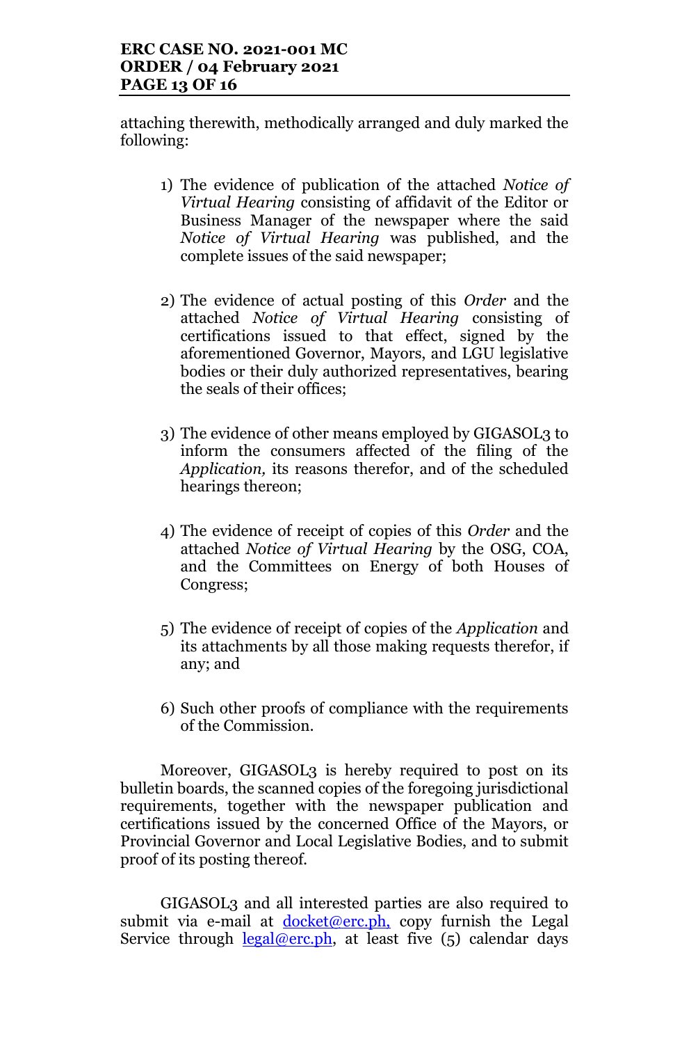attaching therewith, methodically arranged and duly marked the following:

1) The evidence of publication of the attached *Notice of Virtual Hearing* consisting of affidavit of the Editor or Business Manager of the newspaper where the said *Notice of Virtual Hearing* was published, and the complete issues of the said newspaper;

2) The evidence of actual posting of this *Order* and the attached *Notice of Virtual Hearing* consisting of certifications issued to that effect, signed by the aforementioned Governor, Mayors, and LGU legislative bodies or their duly authorized representatives, bearing the seals of their offices;

3) The evidence of other means employed by GIGASOL3 to inform the consumers affected of the filing of the *Application,* its reasons therefor, and of the scheduled hearings thereon;

4) The evidence of receipt of copies of this *Order* and the attached *Notice of Virtual Hearing* by the OSG, COA, and the Committees on Energy of both Houses of Congress;

5) The evidence of receipt of copies of the *Application* and its attachments by all those making requests therefor, if any; and

6) Such other proofs of compliance with the requirements of the Commission.

Moreover, GIGASOL3 is hereby required to post on its bulletin boards, the scanned copies of the foregoing jurisdictional requirements, together with the newspaper publication and certifications issued by the concerned Office of the Mayors, or Provincial Governor and Local Legislative Bodies, and to submit proof of its posting thereof.

GIGASOL3 and all interested parties are also required to submit via e-mail at docket@erc.ph, copy furnish the Legal Service through legal@erc.ph, at least five (5) calendar days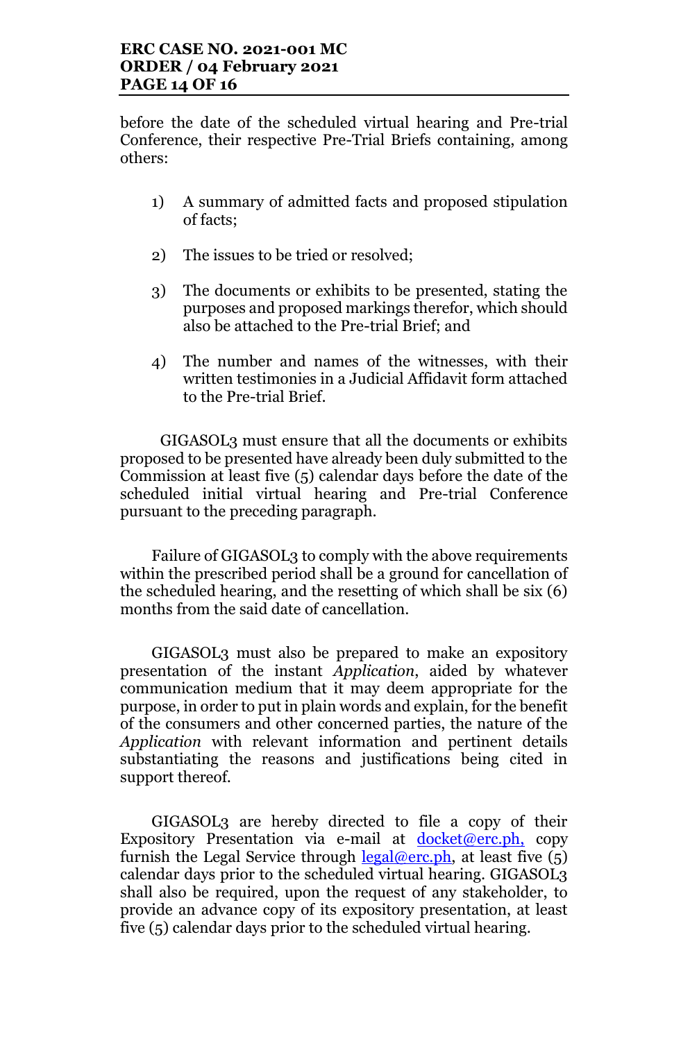before the date of the scheduled virtual hearing and Pre-trial Conference, their respective Pre-Trial Briefs containing, among others:

1) A summary of admitted facts and proposed stipulation of facts;

2) The issues to be tried or resolved;

3) The documents or exhibits to be presented, stating the purposes and proposed markings therefor, which should also be attached to the Pre-trial Brief; and

4) The number and names of the witnesses, with their written testimonies in a Judicial Affidavit form attached to the Pre-trial Brief.

GIGASOL3 must ensure that all the documents or exhibits proposed to be presented have already been duly submitted to the Commission at least five (5) calendar days before the date of the scheduled initial virtual hearing and Pre-trial Conference pursuant to the preceding paragraph.

Failure of GIGASOL3 to comply with the above requirements within the prescribed period shall be a ground for cancellation of the scheduled hearing, and the resetting of which shall be six (6) months from the said date of cancellation.

GIGASOL3 must also be prepared to make an expository presentation of the instant *Application*, aided by whatever communication medium that it may deem appropriate for the purpose, in order to put in plain words and explain, for the benefit of the consumers and other concerned parties, the nature of the *Application* with relevant information and pertinent details substantiating the reasons and justifications being cited in support thereof.

GIGASOL3 are hereby directed to file a copy of their Expository Presentation via e-mail at docket@erc.ph, copy furnish the Legal Service through legal@erc.ph, at least five (5) calendar days prior to the scheduled virtual hearing. GIGASOL3 shall also be required, upon the request of any stakeholder, to provide an advance copy of its expository presentation, at least five (5) calendar days prior to the scheduled virtual hearing.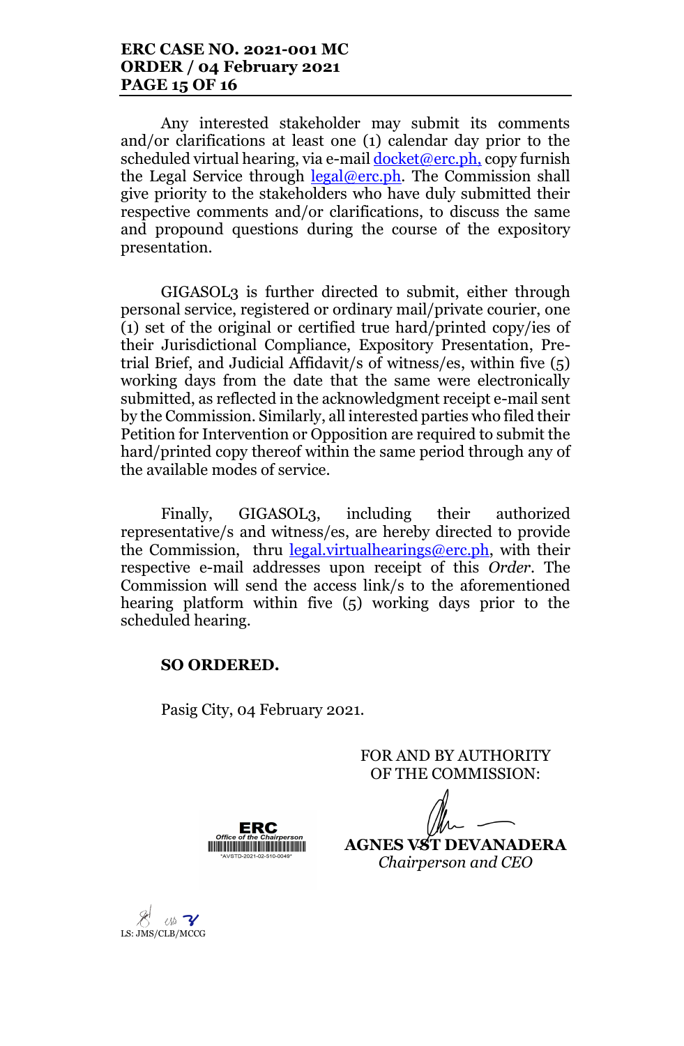Any interested stakeholder may submit its comments and/or clarifications at least one (1) calendar day prior to the scheduled virtual hearing, via e-mail docket@erc.ph, copy furnish the Legal Service through legal@erc.ph. The Commission shall give priority to the stakeholders who have duly submitted their respective comments and/or clarifications, to discuss the same and propound questions during the course of the expository presentation.

GIGASOL3 is further directed to submit, either through personal service, registered or ordinary mail/private courier, one (1) set of the original or certified true hard/printed copy/ies of their Jurisdictional Compliance, Expository Presentation, Pre-trial Brief, and Judicial Affidavit/s of witness/es, within five (5) working days from the date that the same were electronically submitted, as reflected in the acknowledgment receipt e-mail sent by the Commission. Similarly, all interested parties who filed their Petition for Intervention or Opposition are required to submit the hard/printed copy thereof within the same period through any of the available modes of service.

Finally, GIGASOL3, including their authorized representative/s and witness/es, are hereby directed to provide the Commission, thru legal.virtualhearings@erc.ph, with their respective e-mail addresses upon receipt of this *Order*. The Commission will send the access link/s to the aforementioned hearing platform within five (5) working days prior to the scheduled hearing.

**SO ORDERED.**

Pasig City, 04 February 2021.

FOR AND BY AUTHORITY
OF THE COMMISSION:

**AGNES VST DEVANADERA**
*Chairperson and CEO*

ERC
Office of the Chairperson
*AVSTD-2021-02-510-0049*

LS: JMS/CLB/MCCG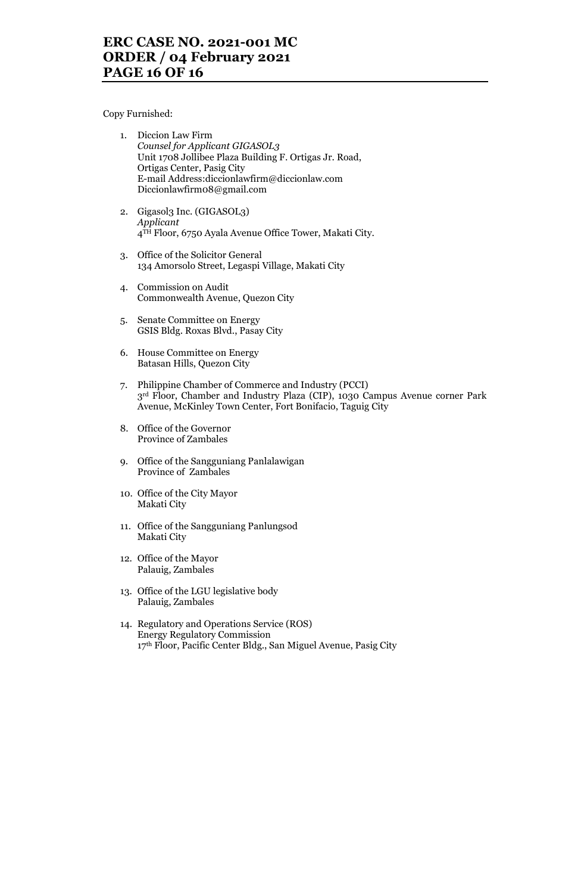Copy Furnished:

1. Diccion Law Firm
   *Counsel for Applicant GIGASOL3*
   Unit 1708 Jollibee Plaza Building F. Ortigas Jr. Road,
   Ortigas Center, Pasig City
   E-mail Address:diccionlawfirm@diccionlaw.com
   Diccionlawfirm08@gmail.com

2. Gigasol3 Inc. (GIGASOL3)
   *Applicant*
   4TH Floor, 6750 Ayala Avenue Office Tower, Makati City.

3. Office of the Solicitor General
   134 Amorsolo Street, Legaspi Village, Makati City

4. Commission on Audit
   Commonwealth Avenue, Quezon City

5. Senate Committee on Energy
   GSIS Bldg. Roxas Blvd., Pasay City

6. House Committee on Energy
   Batasan Hills, Quezon City

7. Philippine Chamber of Commerce and Industry (PCCI)
   3rd Floor, Chamber and Industry Plaza (CIP), 1030 Campus Avenue corner Park Avenue, McKinley Town Center, Fort Bonifacio, Taguig City

8. Office of the Governor
   Province of Zambales

9. Office of the Sangguniang Panlalawigan
   Province of Zambales

10. Office of the City Mayor
    Makati City

11. Office of the Sangguniang Panlungsod
    Makati City

12. Office of the Mayor
    Palauig, Zambales

13. Office of the LGU legislative body
    Palauig, Zambales

14. Regulatory and Operations Service (ROS)
    Energy Regulatory Commission
    17th Floor, Pacific Center Bldg., San Miguel Avenue, Pasig City